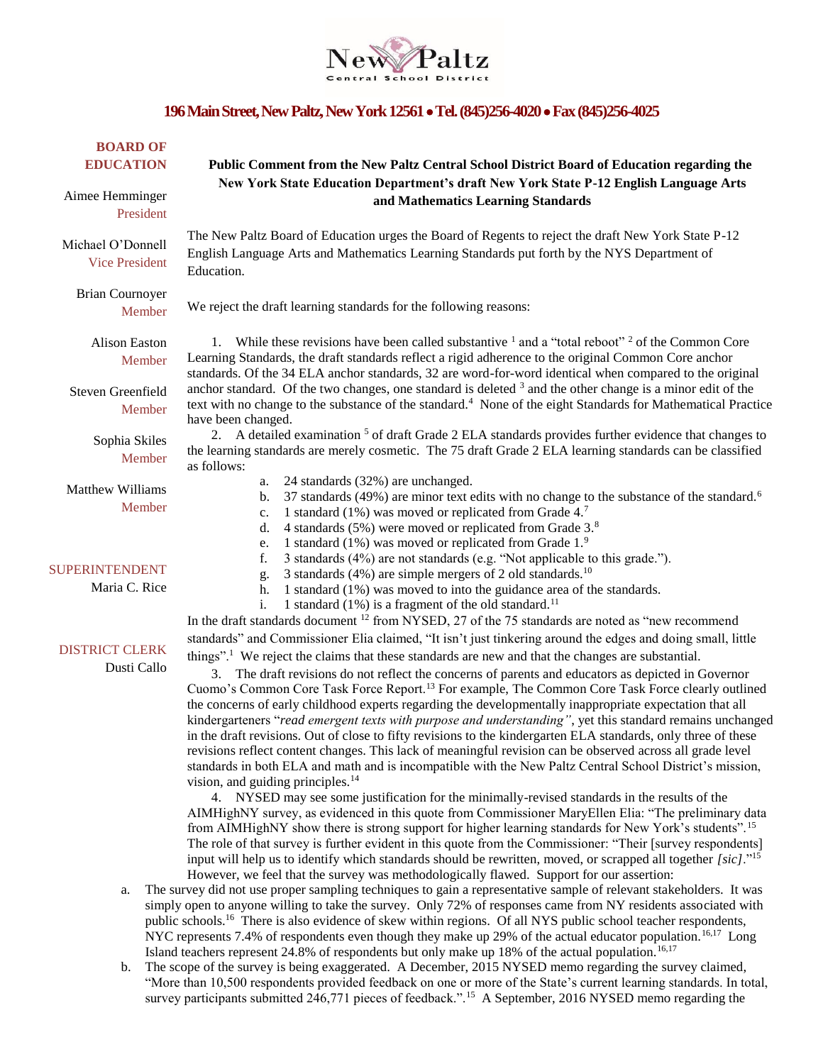New Paltz Central School District

**196 Main Street, New Paltz, New York 12561 • Tel. (845)256-4020 • Fax (845)256-4025**

**BOARD OF EDUCATION**

Aimee Hemminger
President

Michael O'Donnell
Vice President

Brian Cournoyer
Member

Alison Easton
Member

Steven Greenfield
Member

Sophia Skiles
Member

Matthew Williams
Member

SUPERINTENDENT
Maria C. Rice

DISTRICT CLERK
Dusti Callo

**Public Comment from the New Paltz Central School District Board of Education regarding the New York State Education Department's draft New York State P-12 English Language Arts and Mathematics Learning Standards**

The New Paltz Board of Education urges the Board of Regents to reject the draft New York State P-12 English Language Arts and Mathematics Learning Standards put forth by the NYS Department of Education.

We reject the draft learning standards for the following reasons:

1. While these revisions have been called substantive [1] and a "total reboot" [2] of the Common Core Learning Standards, the draft standards reflect a rigid adherence to the original Common Core anchor standards. Of the 34 ELA anchor standards, 32 are word-for-word identical when compared to the original anchor standard. Of the two changes, one standard is deleted [3] and the other change is a minor edit of the text with no change to the substance of the standard.[4] None of the eight Standards for Mathematical Practice have been changed.

2. A detailed examination [5] of draft Grade 2 ELA standards provides further evidence that changes to the learning standards are merely cosmetic. The 75 draft Grade 2 ELA learning standards can be classified as follows:
   a. 24 standards (32%) are unchanged.
   b. 37 standards (49%) are minor text edits with no change to the substance of the standard.[6]
   c. 1 standard (1%) was moved or replicated from Grade 4.[7]
   d. 4 standards (5%) were moved or replicated from Grade 3.[8]
   e. 1 standard (1%) was moved or replicated from Grade 1.[9]
   f. 3 standards (4%) are not standards (e.g. "Not applicable to this grade.").
   g. 3 standards (4%) are simple mergers of 2 old standards.[10]
   h. 1 standard (1%) was moved to into the guidance area of the standards.
   i. 1 standard (1%) is a fragment of the old standard.[11]

In the draft standards document [12] from NYSED, 27 of the 75 standards are noted as "new recommend standards" and Commissioner Elia claimed, "It isn't just tinkering around the edges and doing small, little things".[1] We reject the claims that these standards are new and that the changes are substantial.

3. The draft revisions do not reflect the concerns of parents and educators as depicted in Governor Cuomo's Common Core Task Force Report.[13] For example, The Common Core Task Force clearly outlined the concerns of early childhood experts regarding the developmentally inappropriate expectation that all kindergarteners "*read emergent texts with purpose and understanding"*, yet this standard remains unchanged in the draft revisions. Out of close to fifty revisions to the kindergarten ELA standards, only three of these revisions reflect content changes. This lack of meaningful revision can be observed across all grade level standards in both ELA and math and is incompatible with the New Paltz Central School District's mission, vision, and guiding principles.[14]

4. NYSED may see some justification for the minimally-revised standards in the results of the AIMHighNY survey, as evidenced in this quote from Commissioner MaryEllen Elia: "The preliminary data from AIMHighNY show there is strong support for higher learning standards for New York's students".[15] The role of that survey is further evident in this quote from the Commissioner: "Their [survey respondents] input will help us to identify which standards should be rewritten, moved, or scrapped all together *[sic]*."[15] However, we feel that the survey was methodologically flawed. Support for our assertion:

   a. The survey did not use proper sampling techniques to gain a representative sample of relevant stakeholders. It was simply open to anyone willing to take the survey. Only 72% of responses came from NY residents associated with public schools.[16] There is also evidence of skew within regions. Of all NYS public school teacher respondents, NYC represents 7.4% of respondents even though they make up 29% of the actual educator population.[16,17] Long Island teachers represent 24.8% of respondents but only make up 18% of the actual population.[16,17]

   b. The scope of the survey is being exaggerated. A December, 2015 NYSED memo regarding the survey claimed, "More than 10,500 respondents provided feedback on one or more of the State's current learning standards. In total, survey participants submitted 246,771 pieces of feedback.".[15] A September, 2016 NYSED memo regarding the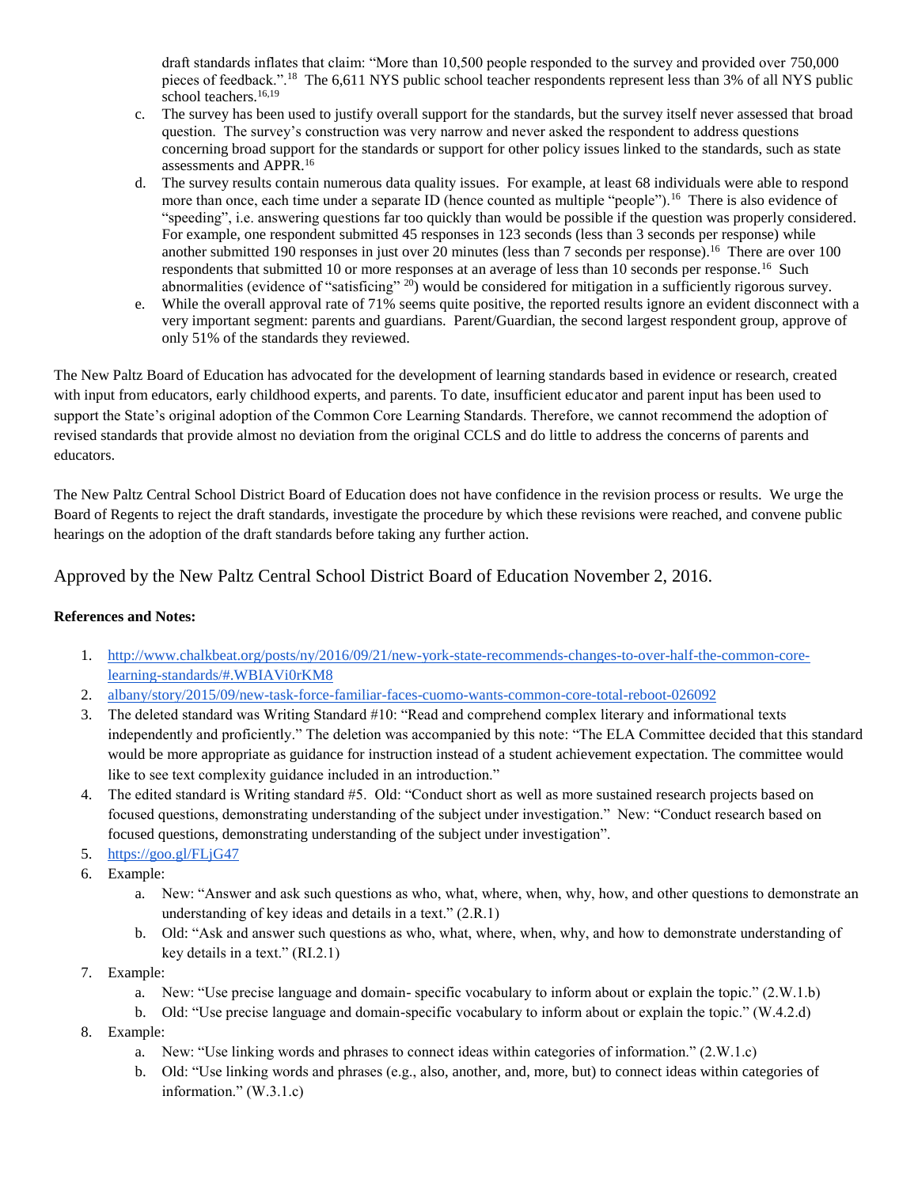draft standards inflates that claim: "More than 10,500 people responded to the survey and provided over 750,000 pieces of feedback.".[18] The 6,611 NYS public school teacher respondents represent less than 3% of all NYS public school teachers.[16,19]

c. The survey has been used to justify overall support for the standards, but the survey itself never assessed that broad question. The survey's construction was very narrow and never asked the respondent to address questions concerning broad support for the standards or support for other policy issues linked to the standards, such as state assessments and APPR.[16]

d. The survey results contain numerous data quality issues. For example, at least 68 individuals were able to respond more than once, each time under a separate ID (hence counted as multiple "people").[16] There is also evidence of "speeding", i.e. answering questions far too quickly than would be possible if the question was properly considered. For example, one respondent submitted 45 responses in 123 seconds (less than 3 seconds per response) while another submitted 190 responses in just over 20 minutes (less than 7 seconds per response).[16] There are over 100 respondents that submitted 10 or more responses at an average of less than 10 seconds per response.[16] Such abnormalities (evidence of "satisficing" [20]) would be considered for mitigation in a sufficiently rigorous survey.

e. While the overall approval rate of 71% seems quite positive, the reported results ignore an evident disconnect with a very important segment: parents and guardians. Parent/Guardian, the second largest respondent group, approve of only 51% of the standards they reviewed.

The New Paltz Board of Education has advocated for the development of learning standards based in evidence or research, created with input from educators, early childhood experts, and parents. To date, insufficient educator and parent input has been used to support the State's original adoption of the Common Core Learning Standards. Therefore, we cannot recommend the adoption of revised standards that provide almost no deviation from the original CCLS and do little to address the concerns of parents and educators.

The New Paltz Central School District Board of Education does not have confidence in the revision process or results. We urge the Board of Regents to reject the draft standards, investigate the procedure by which these revisions were reached, and convene public hearings on the adoption of the draft standards before taking any further action.

Approved by the New Paltz Central School District Board of Education November 2, 2016.

**References and Notes:**

1. http://www.chalkbeat.org/posts/ny/2016/09/21/new-york-state-recommends-changes-to-over-half-the-common-core-learning-standards/#.WBIAVi0rKM8
2. albany/story/2015/09/new-task-force-familiar-faces-cuomo-wants-common-core-total-reboot-026092
3. The deleted standard was Writing Standard #10: "Read and comprehend complex literary and informational texts independently and proficiently." The deletion was accompanied by this note: "The ELA Committee decided that this standard would be more appropriate as guidance for instruction instead of a student achievement expectation. The committee would like to see text complexity guidance included in an introduction."
4. The edited standard is Writing standard #5. Old: "Conduct short as well as more sustained research projects based on focused questions, demonstrating understanding of the subject under investigation." New: "Conduct research based on focused questions, demonstrating understanding of the subject under investigation".
5. https://goo.gl/FLjG47
6. Example:
   a. New: "Answer and ask such questions as who, what, where, when, why, how, and other questions to demonstrate an understanding of key ideas and details in a text." (2.R.1)
   b. Old: "Ask and answer such questions as who, what, where, when, why, and how to demonstrate understanding of key details in a text." (RI.2.1)
7. Example:
   a. New: "Use precise language and domain- specific vocabulary to inform about or explain the topic." (2.W.1.b)
   b. Old: "Use precise language and domain-specific vocabulary to inform about or explain the topic." (W.4.2.d)
8. Example:
   a. New: "Use linking words and phrases to connect ideas within categories of information." (2.W.1.c)
   b. Old: "Use linking words and phrases (e.g., also, another, and, more, but) to connect ideas within categories of information." (W.3.1.c)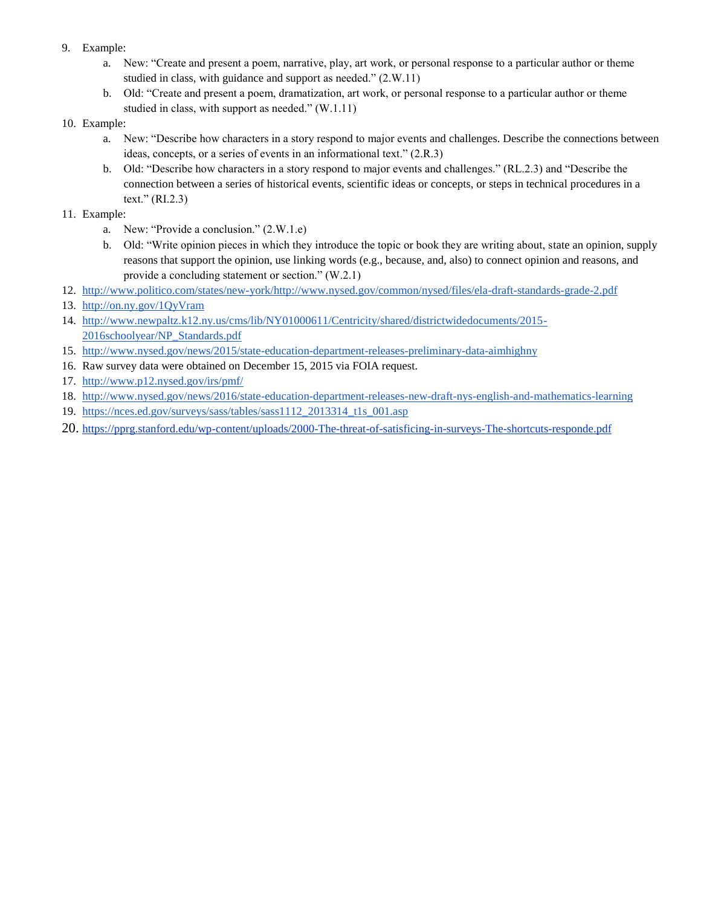9. Example:
    a. New: "Create and present a poem, narrative, play, art work, or personal response to a particular author or theme studied in class, with guidance and support as needed." (2.W.11)
    b. Old: "Create and present a poem, dramatization, art work, or personal response to a particular author or theme studied in class, with support as needed." (W.1.11)
10. Example:
    a. New: "Describe how characters in a story respond to major events and challenges. Describe the connections between ideas, concepts, or a series of events in an informational text." (2.R.3)
    b. Old: "Describe how characters in a story respond to major events and challenges." (RL.2.3) and "Describe the connection between a series of historical events, scientific ideas or concepts, or steps in technical procedures in a text." (RI.2.3)
11. Example:
    a. New: "Provide a conclusion." (2.W.1.e)
    b. Old: "Write opinion pieces in which they introduce the topic or book they are writing about, state an opinion, supply reasons that support the opinion, use linking words (e.g., because, and, also) to connect opinion and reasons, and provide a concluding statement or section." (W.2.1)
12. http://www.politico.com/states/new-york/http://www.nysed.gov/common/nysed/files/ela-draft-standards-grade-2.pdf
13. http://on.ny.gov/1QyVram
14. http://www.newpaltz.k12.ny.us/cms/lib/NY01000611/Centricity/shared/districtwidedocuments/2015-2016schoolyear/NP_Standards.pdf
15. http://www.nysed.gov/news/2015/state-education-department-releases-preliminary-data-aimhighny
16. Raw survey data were obtained on December 15, 2015 via FOIA request.
17. http://www.p12.nysed.gov/irs/pmf/
18. http://www.nysed.gov/news/2016/state-education-department-releases-new-draft-nys-english-and-mathematics-learning
19. https://nces.ed.gov/surveys/sass/tables/sass1112_2013314_t1s_001.asp
20. https://pprg.stanford.edu/wp-content/uploads/2000-The-threat-of-satisficing-in-surveys-The-shortcuts-responde.pdf